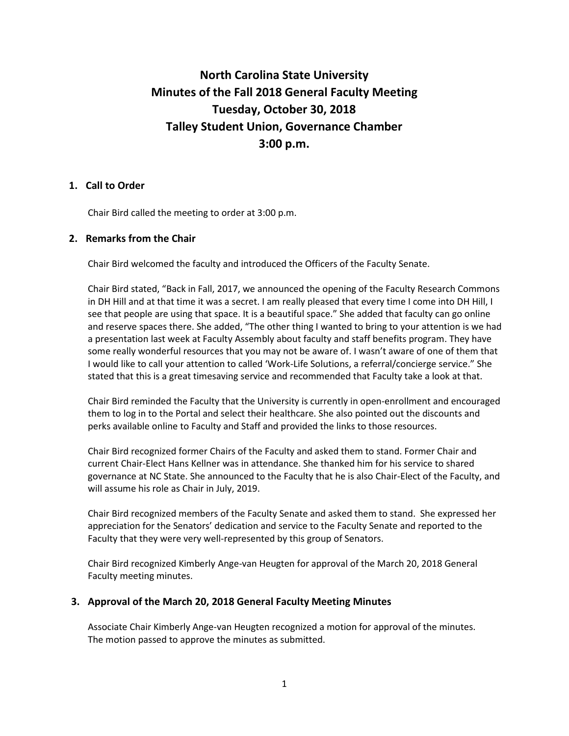# North Carolina State University
# Minutes of the Fall 2018 General Faculty Meeting
# Tuesday, October 30, 2018
# Talley Student Union, Governance Chamber
# 3:00 p.m.

## 1. Call to Order

Chair Bird called the meeting to order at 3:00 p.m.

## 2. Remarks from the Chair

Chair Bird welcomed the faculty and introduced the Officers of the Faculty Senate.

Chair Bird stated, "Back in Fall, 2017, we announced the opening of the Faculty Research Commons in DH Hill and at that time it was a secret. I am really pleased that every time I come into DH Hill, I see that people are using that space. It is a beautiful space." She added that faculty can go online and reserve spaces there. She added, "The other thing I wanted to bring to your attention is we had a presentation last week at Faculty Assembly about faculty and staff benefits program. They have some really wonderful resources that you may not be aware of. I wasn't aware of one of them that I would like to call your attention to called 'Work-Life Solutions, a referral/concierge service." She stated that this is a great timesaving service and recommended that Faculty take a look at that.

Chair Bird reminded the Faculty that the University is currently in open-enrollment and encouraged them to log in to the Portal and select their healthcare. She also pointed out the discounts and perks available online to Faculty and Staff and provided the links to those resources.

Chair Bird recognized former Chairs of the Faculty and asked them to stand. Former Chair and current Chair-Elect Hans Kellner was in attendance. She thanked him for his service to shared governance at NC State. She announced to the Faculty that he is also Chair-Elect of the Faculty, and will assume his role as Chair in July, 2019.

Chair Bird recognized members of the Faculty Senate and asked them to stand. She expressed her appreciation for the Senators' dedication and service to the Faculty Senate and reported to the Faculty that they were very well-represented by this group of Senators.

Chair Bird recognized Kimberly Ange-van Heugten for approval of the March 20, 2018 General Faculty meeting minutes.

## 3. Approval of the March 20, 2018 General Faculty Meeting Minutes

Associate Chair Kimberly Ange-van Heugten recognized a motion for approval of the minutes. The motion passed to approve the minutes as submitted.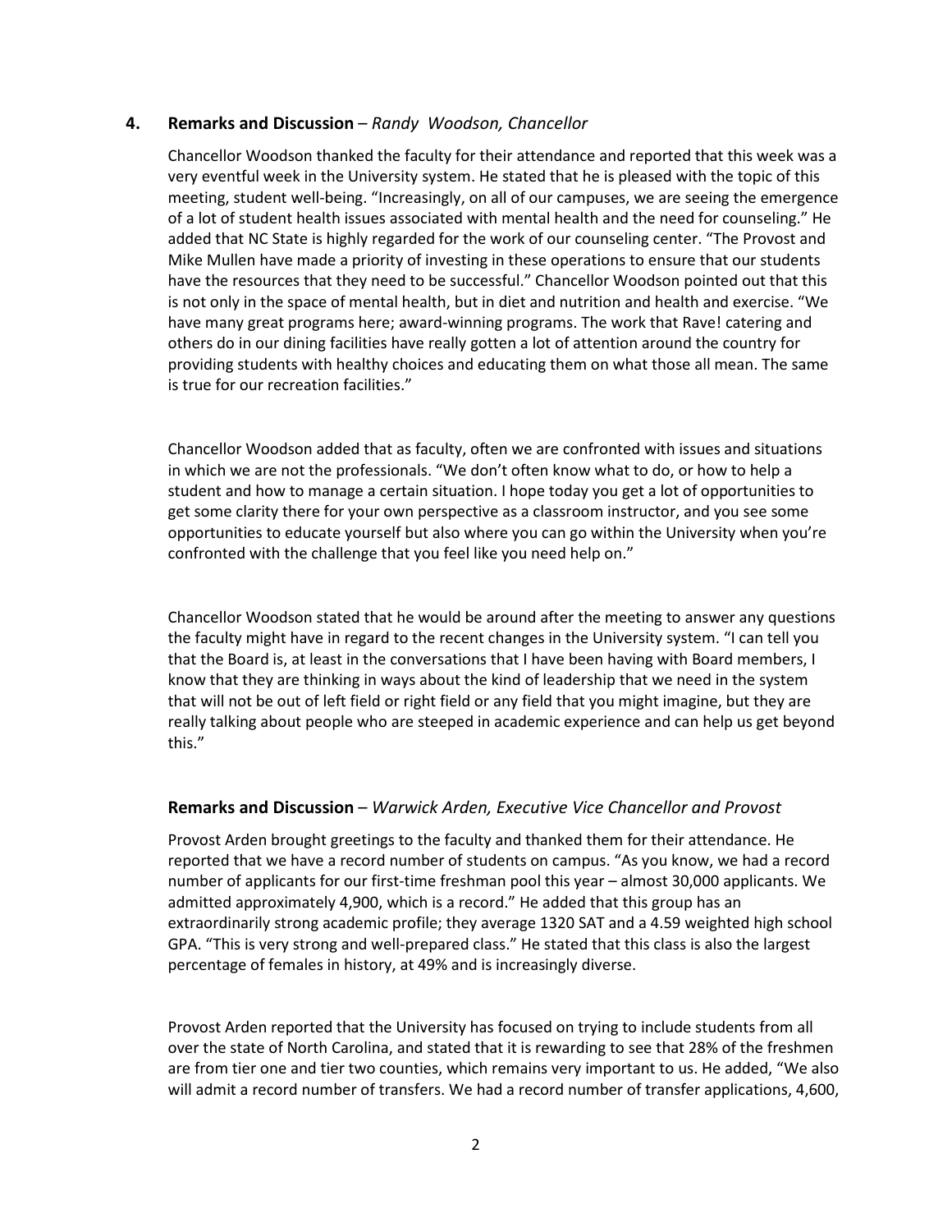**4. Remarks and Discussion** – *Randy Woodson, Chancellor*

Chancellor Woodson thanked the faculty for their attendance and reported that this week was a very eventful week in the University system. He stated that he is pleased with the topic of this meeting, student well-being. "Increasingly, on all of our campuses, we are seeing the emergence of a lot of student health issues associated with mental health and the need for counseling." He added that NC State is highly regarded for the work of our counseling center. "The Provost and Mike Mullen have made a priority of investing in these operations to ensure that our students have the resources that they need to be successful." Chancellor Woodson pointed out that this is not only in the space of mental health, but in diet and nutrition and health and exercise. "We have many great programs here; award-winning programs. The work that Rave! catering and others do in our dining facilities have really gotten a lot of attention around the country for providing students with healthy choices and educating them on what those all mean. The same is true for our recreation facilities."

Chancellor Woodson added that as faculty, often we are confronted with issues and situations in which we are not the professionals. "We don't often know what to do, or how to help a student and how to manage a certain situation. I hope today you get a lot of opportunities to get some clarity there for your own perspective as a classroom instructor, and you see some opportunities to educate yourself but also where you can go within the University when you're confronted with the challenge that you feel like you need help on."

Chancellor Woodson stated that he would be around after the meeting to answer any questions the faculty might have in regard to the recent changes in the University system. "I can tell you that the Board is, at least in the conversations that I have been having with Board members, I know that they are thinking in ways about the kind of leadership that we need in the system that will not be out of left field or right field or any field that you might imagine, but they are really talking about people who are steeped in academic experience and can help us get beyond this."

**Remarks and Discussion** – *Warwick Arden, Executive Vice Chancellor and Provost*

Provost Arden brought greetings to the faculty and thanked them for their attendance. He reported that we have a record number of students on campus. "As you know, we had a record number of applicants for our first-time freshman pool this year – almost 30,000 applicants. We admitted approximately 4,900, which is a record." He added that this group has an extraordinarily strong academic profile; they average 1320 SAT and a 4.59 weighted high school GPA. "This is very strong and well-prepared class." He stated that this class is also the largest percentage of females in history, at 49% and is increasingly diverse.

Provost Arden reported that the University has focused on trying to include students from all over the state of North Carolina, and stated that it is rewarding to see that 28% of the freshmen are from tier one and tier two counties, which remains very important to us. He added, "We also will admit a record number of transfers. We had a record number of transfer applications, 4,600,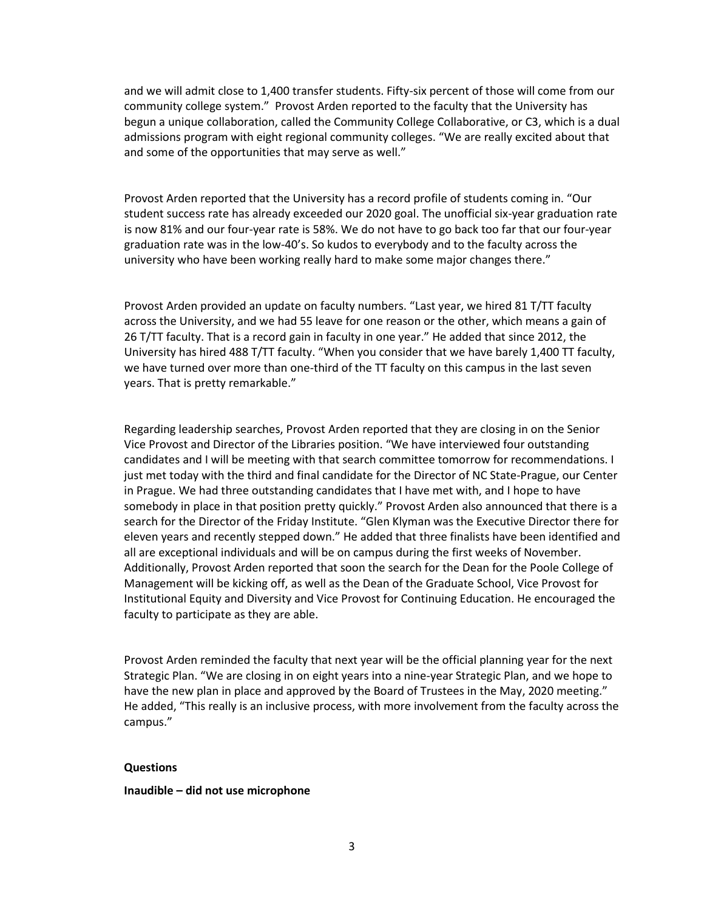and we will admit close to 1,400 transfer students. Fifty-six percent of those will come from our community college system." Provost Arden reported to the faculty that the University has begun a unique collaboration, called the Community College Collaborative, or C3, which is a dual admissions program with eight regional community colleges. "We are really excited about that and some of the opportunities that may serve as well."

Provost Arden reported that the University has a record profile of students coming in. "Our student success rate has already exceeded our 2020 goal. The unofficial six-year graduation rate is now 81% and our four-year rate is 58%. We do not have to go back too far that our four-year graduation rate was in the low-40's. So kudos to everybody and to the faculty across the university who have been working really hard to make some major changes there."

Provost Arden provided an update on faculty numbers. "Last year, we hired 81 T/TT faculty across the University, and we had 55 leave for one reason or the other, which means a gain of 26 T/TT faculty. That is a record gain in faculty in one year." He added that since 2012, the University has hired 488 T/TT faculty. "When you consider that we have barely 1,400 TT faculty, we have turned over more than one-third of the TT faculty on this campus in the last seven years. That is pretty remarkable."

Regarding leadership searches, Provost Arden reported that they are closing in on the Senior Vice Provost and Director of the Libraries position. "We have interviewed four outstanding candidates and I will be meeting with that search committee tomorrow for recommendations. I just met today with the third and final candidate for the Director of NC State-Prague, our Center in Prague. We had three outstanding candidates that I have met with, and I hope to have somebody in place in that position pretty quickly." Provost Arden also announced that there is a search for the Director of the Friday Institute. "Glen Klyman was the Executive Director there for eleven years and recently stepped down." He added that three finalists have been identified and all are exceptional individuals and will be on campus during the first weeks of November. Additionally, Provost Arden reported that soon the search for the Dean for the Poole College of Management will be kicking off, as well as the Dean of the Graduate School, Vice Provost for Institutional Equity and Diversity and Vice Provost for Continuing Education. He encouraged the faculty to participate as they are able.

Provost Arden reminded the faculty that next year will be the official planning year for the next Strategic Plan. "We are closing in on eight years into a nine-year Strategic Plan, and we hope to have the new plan in place and approved by the Board of Trustees in the May, 2020 meeting." He added, "This really is an inclusive process, with more involvement from the faculty across the campus."

**Questions**

**Inaudible – did not use microphone**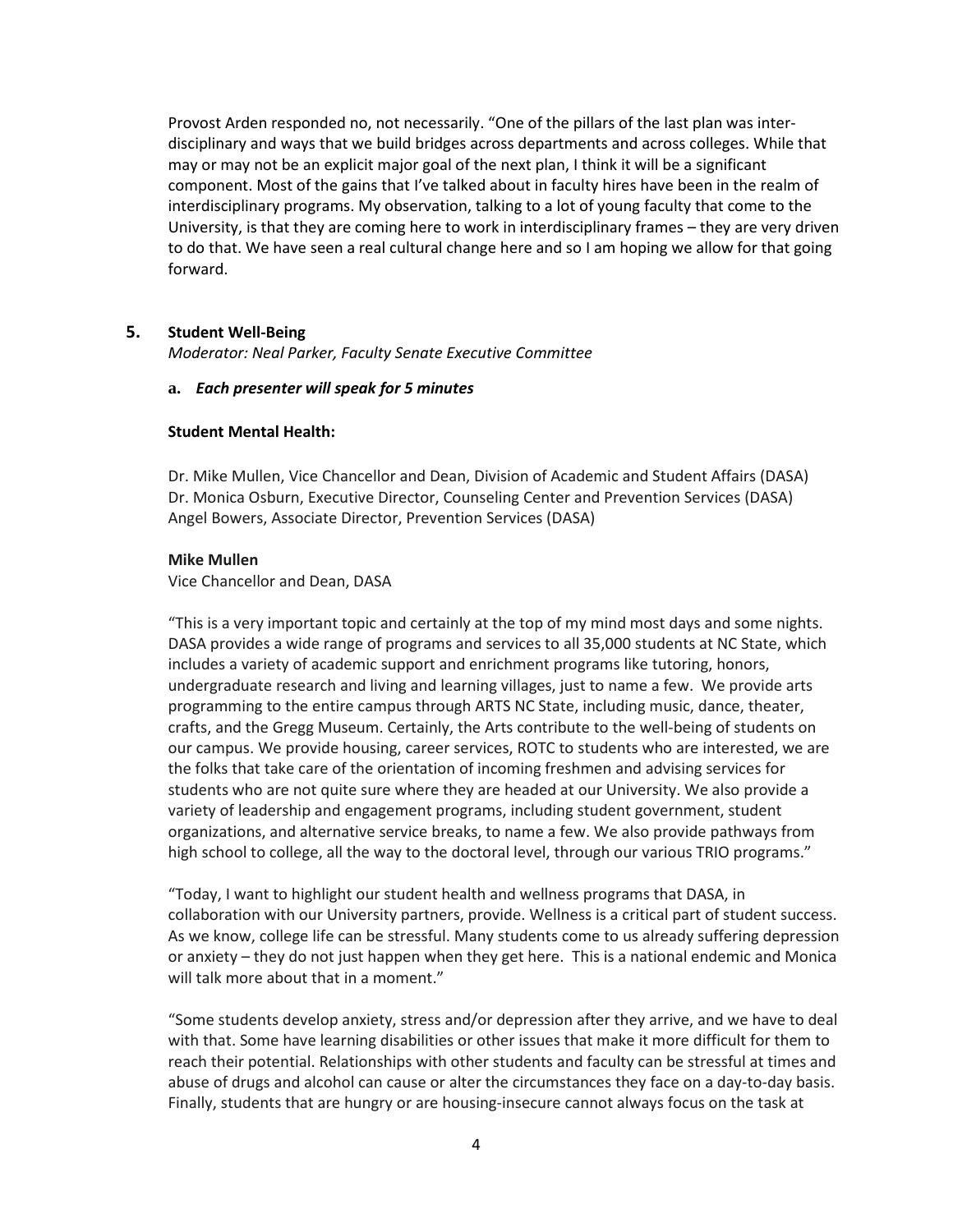Provost Arden responded no, not necessarily. "One of the pillars of the last plan was inter-disciplinary and ways that we build bridges across departments and across colleges. While that may or may not be an explicit major goal of the next plan, I think it will be a significant component. Most of the gains that I've talked about in faculty hires have been in the realm of interdisciplinary programs. My observation, talking to a lot of young faculty that come to the University, is that they are coming here to work in interdisciplinary frames – they are very driven to do that. We have seen a real cultural change here and so I am hoping we allow for that going forward.

## 5. Student Well-Being

*Moderator: Neal Parker, Faculty Senate Executive Committee*

**a.** ***Each presenter will speak for 5 minutes***

**Student Mental Health:**

Dr. Mike Mullen, Vice Chancellor and Dean, Division of Academic and Student Affairs (DASA)
Dr. Monica Osburn, Executive Director, Counseling Center and Prevention Services (DASA)
Angel Bowers, Associate Director, Prevention Services (DASA)

**Mike Mullen**
Vice Chancellor and Dean, DASA

"This is a very important topic and certainly at the top of my mind most days and some nights. DASA provides a wide range of programs and services to all 35,000 students at NC State, which includes a variety of academic support and enrichment programs like tutoring, honors, undergraduate research and living and learning villages, just to name a few. We provide arts programming to the entire campus through ARTS NC State, including music, dance, theater, crafts, and the Gregg Museum. Certainly, the Arts contribute to the well-being of students on our campus. We provide housing, career services, ROTC to students who are interested, we are the folks that take care of the orientation of incoming freshmen and advising services for students who are not quite sure where they are headed at our University. We also provide a variety of leadership and engagement programs, including student government, student organizations, and alternative service breaks, to name a few. We also provide pathways from high school to college, all the way to the doctoral level, through our various TRIO programs."

"Today, I want to highlight our student health and wellness programs that DASA, in collaboration with our University partners, provide. Wellness is a critical part of student success. As we know, college life can be stressful. Many students come to us already suffering depression or anxiety – they do not just happen when they get here. This is a national endemic and Monica will talk more about that in a moment."

"Some students develop anxiety, stress and/or depression after they arrive, and we have to deal with that. Some have learning disabilities or other issues that make it more difficult for them to reach their potential. Relationships with other students and faculty can be stressful at times and abuse of drugs and alcohol can cause or alter the circumstances they face on a day-to-day basis. Finally, students that are hungry or are housing-insecure cannot always focus on the task at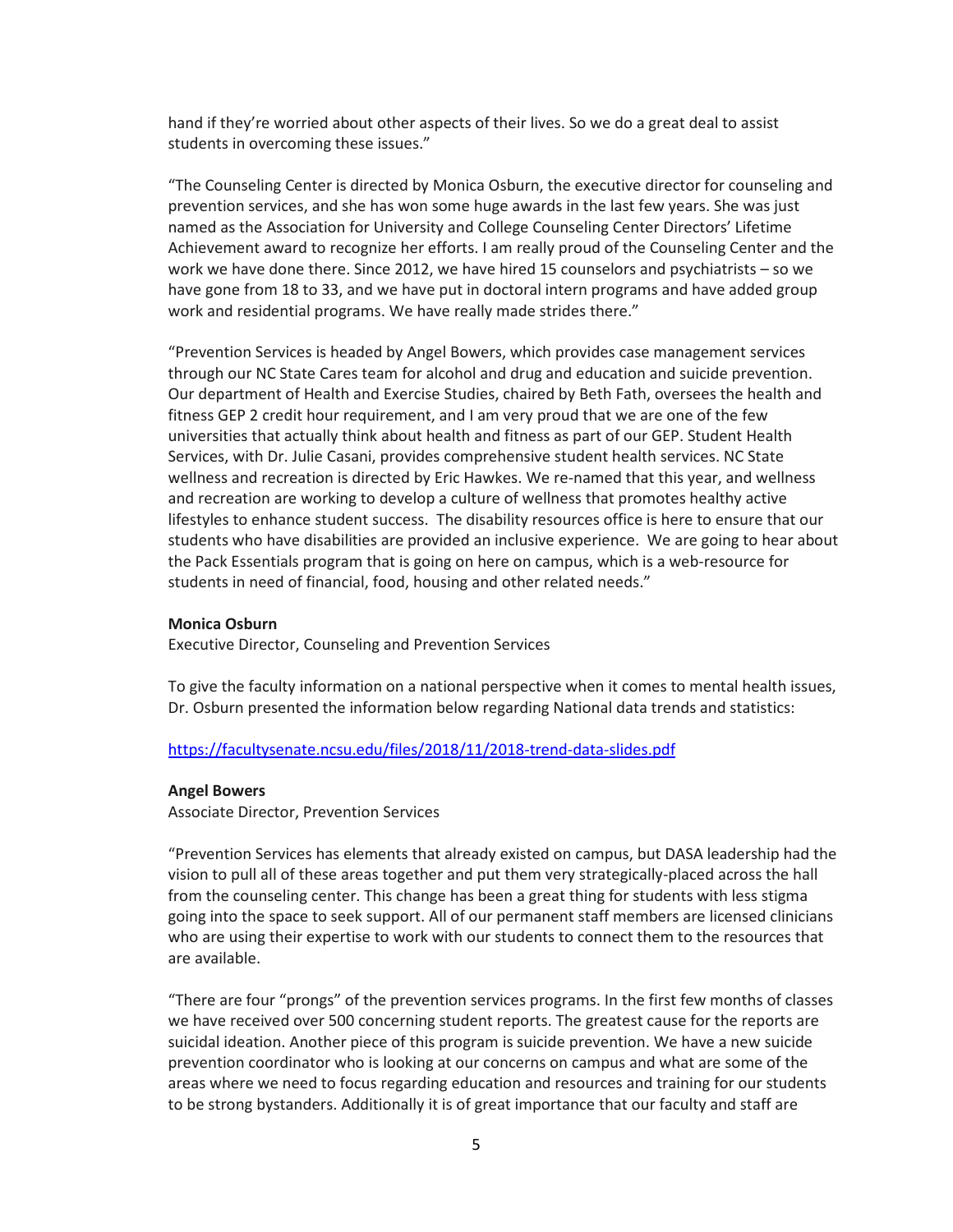hand if they're worried about other aspects of their lives. So we do a great deal to assist students in overcoming these issues."

"The Counseling Center is directed by Monica Osburn, the executive director for counseling and prevention services, and she has won some huge awards in the last few years. She was just named as the Association for University and College Counseling Center Directors' Lifetime Achievement award to recognize her efforts. I am really proud of the Counseling Center and the work we have done there. Since 2012, we have hired 15 counselors and psychiatrists – so we have gone from 18 to 33, and we have put in doctoral intern programs and have added group work and residential programs. We have really made strides there."

"Prevention Services is headed by Angel Bowers, which provides case management services through our NC State Cares team for alcohol and drug and education and suicide prevention. Our department of Health and Exercise Studies, chaired by Beth Fath, oversees the health and fitness GEP 2 credit hour requirement, and I am very proud that we are one of the few universities that actually think about health and fitness as part of our GEP. Student Health Services, with Dr. Julie Casani, provides comprehensive student health services. NC State wellness and recreation is directed by Eric Hawkes. We re-named that this year, and wellness and recreation are working to develop a culture of wellness that promotes healthy active lifestyles to enhance student success. The disability resources office is here to ensure that our students who have disabilities are provided an inclusive experience. We are going to hear about the Pack Essentials program that is going on here on campus, which is a web-resource for students in need of financial, food, housing and other related needs."

**Monica Osburn**
Executive Director, Counseling and Prevention Services

To give the faculty information on a national perspective when it comes to mental health issues, Dr. Osburn presented the information below regarding National data trends and statistics:

https://facultysenate.ncsu.edu/files/2018/11/2018-trend-data-slides.pdf

**Angel Bowers**
Associate Director, Prevention Services

"Prevention Services has elements that already existed on campus, but DASA leadership had the vision to pull all of these areas together and put them very strategically-placed across the hall from the counseling center. This change has been a great thing for students with less stigma going into the space to seek support. All of our permanent staff members are licensed clinicians who are using their expertise to work with our students to connect them to the resources that are available.

"There are four "prongs" of the prevention services programs. In the first few months of classes we have received over 500 concerning student reports. The greatest cause for the reports are suicidal ideation. Another piece of this program is suicide prevention. We have a new suicide prevention coordinator who is looking at our concerns on campus and what are some of the areas where we need to focus regarding education and resources and training for our students to be strong bystanders. Additionally it is of great importance that our faculty and staff are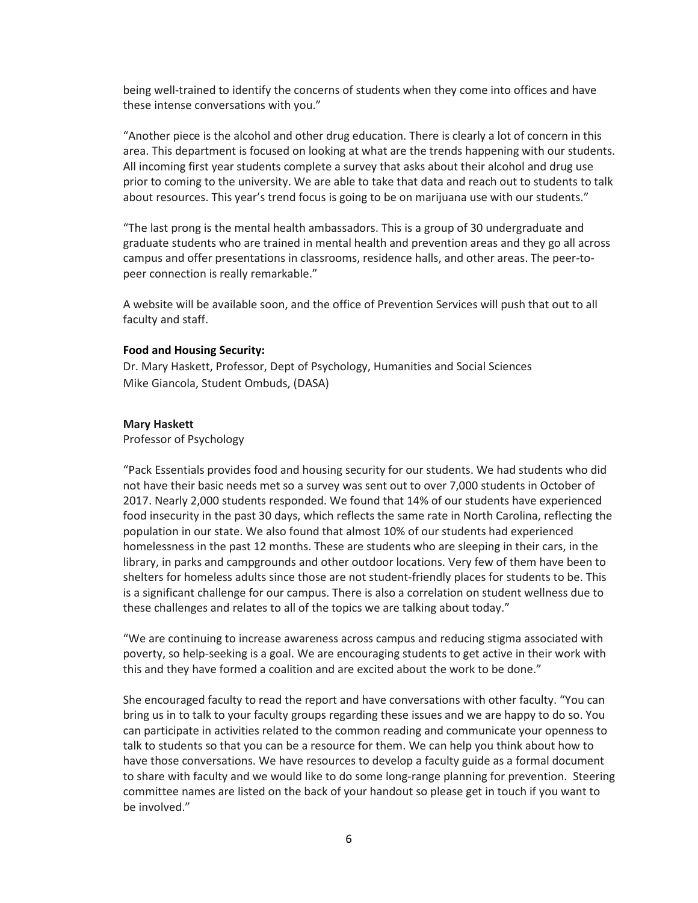being well-trained to identify the concerns of students when they come into offices and have these intense conversations with you."

"Another piece is the alcohol and other drug education. There is clearly a lot of concern in this area. This department is focused on looking at what are the trends happening with our students. All incoming first year students complete a survey that asks about their alcohol and drug use prior to coming to the university. We are able to take that data and reach out to students to talk about resources. This year's trend focus is going to be on marijuana use with our students."

"The last prong is the mental health ambassadors. This is a group of 30 undergraduate and graduate students who are trained in mental health and prevention areas and they go all across campus and offer presentations in classrooms, residence halls, and other areas. The peer-to-peer connection is really remarkable."

A website will be available soon, and the office of Prevention Services will push that out to all faculty and staff.

**Food and Housing Security:**
Dr. Mary Haskett, Professor, Dept of Psychology, Humanities and Social Sciences
Mike Giancola, Student Ombuds, (DASA)

**Mary Haskett**
Professor of Psychology

"Pack Essentials provides food and housing security for our students. We had students who did not have their basic needs met so a survey was sent out to over 7,000 students in October of 2017. Nearly 2,000 students responded. We found that 14% of our students have experienced food insecurity in the past 30 days, which reflects the same rate in North Carolina, reflecting the population in our state. We also found that almost 10% of our students had experienced homelessness in the past 12 months. These are students who are sleeping in their cars, in the library, in parks and campgrounds and other outdoor locations. Very few of them have been to shelters for homeless adults since those are not student-friendly places for students to be. This is a significant challenge for our campus. There is also a correlation on student wellness due to these challenges and relates to all of the topics we are talking about today."

"We are continuing to increase awareness across campus and reducing stigma associated with poverty, so help-seeking is a goal. We are encouraging students to get active in their work with this and they have formed a coalition and are excited about the work to be done."

She encouraged faculty to read the report and have conversations with other faculty. "You can bring us in to talk to your faculty groups regarding these issues and we are happy to do so. You can participate in activities related to the common reading and communicate your openness to talk to students so that you can be a resource for them. We can help you think about how to have those conversations. We have resources to develop a faculty guide as a formal document to share with faculty and we would like to do some long-range planning for prevention. Steering committee names are listed on the back of your handout so please get in touch if you want to be involved."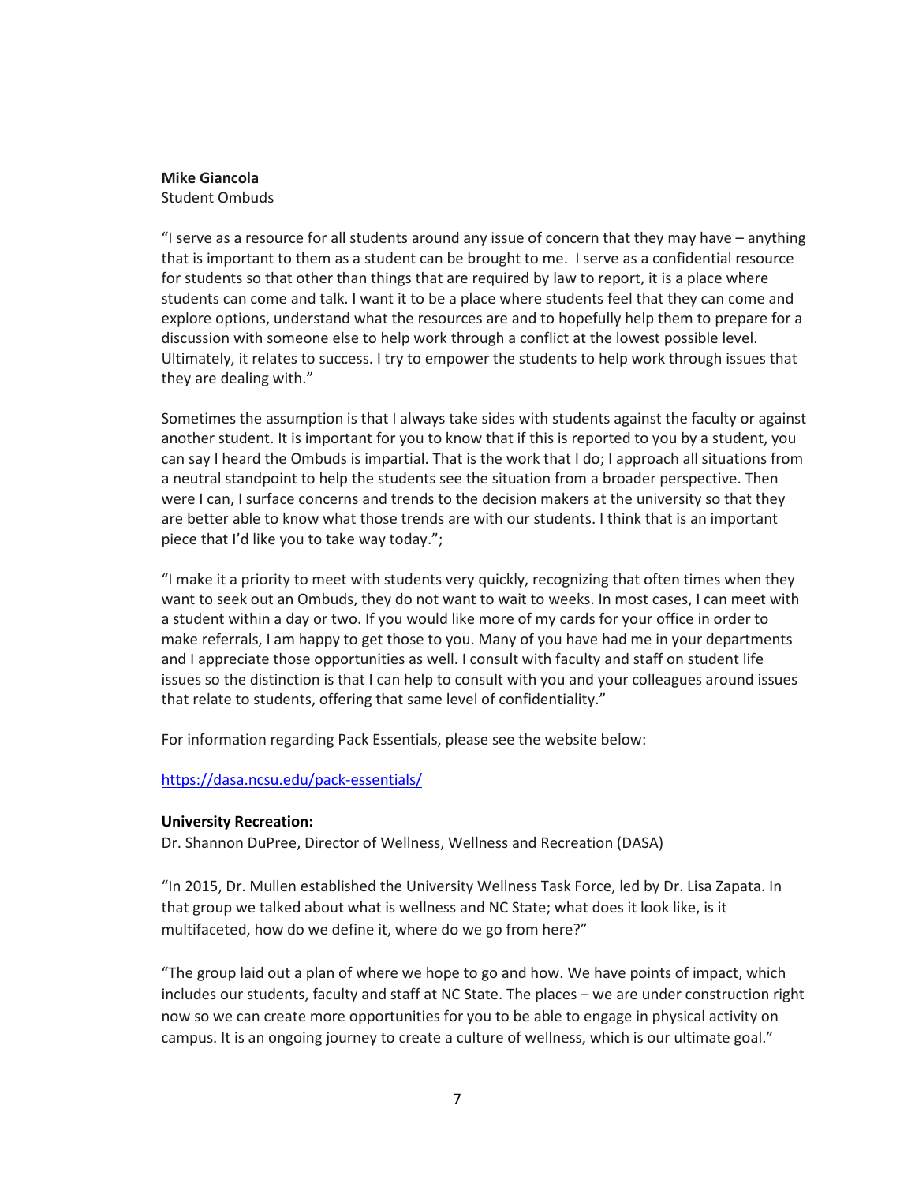**Mike Giancola**
Student Ombuds

"I serve as a resource for all students around any issue of concern that they may have – anything that is important to them as a student can be brought to me. I serve as a confidential resource for students so that other than things that are required by law to report, it is a place where students can come and talk. I want it to be a place where students feel that they can come and explore options, understand what the resources are and to hopefully help them to prepare for a discussion with someone else to help work through a conflict at the lowest possible level. Ultimately, it relates to success. I try to empower the students to help work through issues that they are dealing with."

Sometimes the assumption is that I always take sides with students against the faculty or against another student. It is important for you to know that if this is reported to you by a student, you can say I heard the Ombuds is impartial. That is the work that I do; I approach all situations from a neutral standpoint to help the students see the situation from a broader perspective. Then were I can, I surface concerns and trends to the decision makers at the university so that they are better able to know what those trends are with our students. I think that is an important piece that I'd like you to take way today.";

"I make it a priority to meet with students very quickly, recognizing that often times when they want to seek out an Ombuds, they do not want to wait to weeks. In most cases, I can meet with a student within a day or two. If you would like more of my cards for your office in order to make referrals, I am happy to get those to you. Many of you have had me in your departments and I appreciate those opportunities as well. I consult with faculty and staff on student life issues so the distinction is that I can help to consult with you and your colleagues around issues that relate to students, offering that same level of confidentiality."

For information regarding Pack Essentials, please see the website below:

https://dasa.ncsu.edu/pack-essentials/

**University Recreation:**
Dr. Shannon DuPree, Director of Wellness, Wellness and Recreation (DASA)

"In 2015, Dr. Mullen established the University Wellness Task Force, led by Dr. Lisa Zapata. In that group we talked about what is wellness and NC State; what does it look like, is it multifaceted, how do we define it, where do we go from here?"

"The group laid out a plan of where we hope to go and how. We have points of impact, which includes our students, faculty and staff at NC State. The places – we are under construction right now so we can create more opportunities for you to be able to engage in physical activity on campus. It is an ongoing journey to create a culture of wellness, which is our ultimate goal."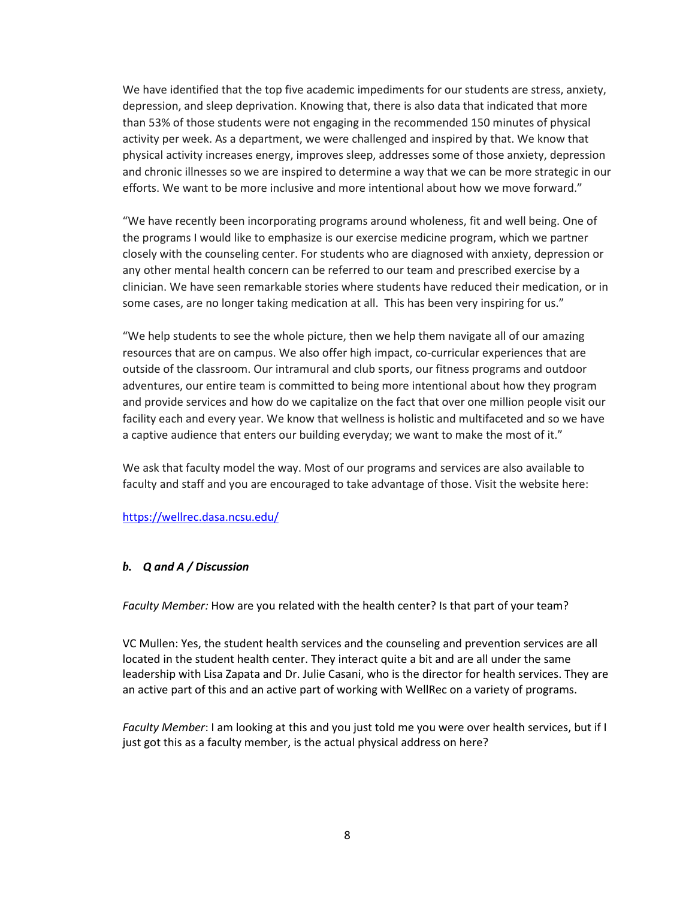We have identified that the top five academic impediments for our students are stress, anxiety, depression, and sleep deprivation. Knowing that, there is also data that indicated that more than 53% of those students were not engaging in the recommended 150 minutes of physical activity per week. As a department, we were challenged and inspired by that. We know that physical activity increases energy, improves sleep, addresses some of those anxiety, depression and chronic illnesses so we are inspired to determine a way that we can be more strategic in our efforts. We want to be more inclusive and more intentional about how we move forward."

"We have recently been incorporating programs around wholeness, fit and well being. One of the programs I would like to emphasize is our exercise medicine program, which we partner closely with the counseling center. For students who are diagnosed with anxiety, depression or any other mental health concern can be referred to our team and prescribed exercise by a clinician. We have seen remarkable stories where students have reduced their medication, or in some cases, are no longer taking medication at all. This has been very inspiring for us."

"We help students to see the whole picture, then we help them navigate all of our amazing resources that are on campus. We also offer high impact, co-curricular experiences that are outside of the classroom. Our intramural and club sports, our fitness programs and outdoor adventures, our entire team is committed to being more intentional about how they program and provide services and how do we capitalize on the fact that over one million people visit our facility each and every year. We know that wellness is holistic and multifaceted and so we have a captive audience that enters our building everyday; we want to make the most of it."

We ask that faculty model the way. Most of our programs and services are also available to faculty and staff and you are encouraged to take advantage of those. Visit the website here:

https://wellrec.dasa.ncsu.edu/

### *b. Q and A / Discussion*

*Faculty Member:* How are you related with the health center? Is that part of your team?

VC Mullen: Yes, the student health services and the counseling and prevention services are all located in the student health center. They interact quite a bit and are all under the same leadership with Lisa Zapata and Dr. Julie Casani, who is the director for health services. They are an active part of this and an active part of working with WellRec on a variety of programs.

*Faculty Member*: I am looking at this and you just told me you were over health services, but if I just got this as a faculty member, is the actual physical address on here?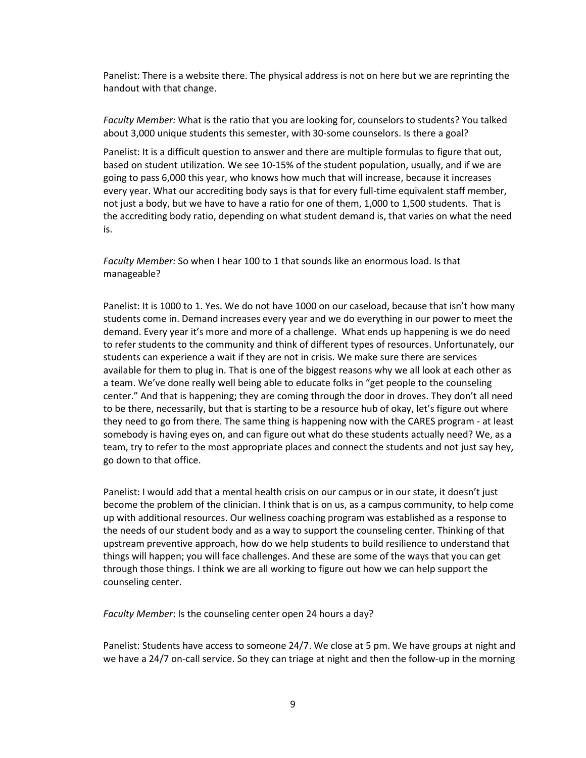Panelist: There is a website there. The physical address is not on here but we are reprinting the handout with that change.

*Faculty Member:* What is the ratio that you are looking for, counselors to students? You talked about 3,000 unique students this semester, with 30-some counselors. Is there a goal?

Panelist: It is a difficult question to answer and there are multiple formulas to figure that out, based on student utilization. We see 10-15% of the student population, usually, and if we are going to pass 6,000 this year, who knows how much that will increase, because it increases every year. What our accrediting body says is that for every full-time equivalent staff member, not just a body, but we have to have a ratio for one of them, 1,000 to 1,500 students. That is the accrediting body ratio, depending on what student demand is, that varies on what the need is.

*Faculty Member:* So when I hear 100 to 1 that sounds like an enormous load. Is that manageable?

Panelist: It is 1000 to 1. Yes. We do not have 1000 on our caseload, because that isn't how many students come in. Demand increases every year and we do everything in our power to meet the demand. Every year it's more and more of a challenge. What ends up happening is we do need to refer students to the community and think of different types of resources. Unfortunately, our students can experience a wait if they are not in crisis. We make sure there are services available for them to plug in. That is one of the biggest reasons why we all look at each other as a team. We've done really well being able to educate folks in "get people to the counseling center." And that is happening; they are coming through the door in droves. They don't all need to be there, necessarily, but that is starting to be a resource hub of okay, let's figure out where they need to go from there. The same thing is happening now with the CARES program - at least somebody is having eyes on, and can figure out what do these students actually need? We, as a team, try to refer to the most appropriate places and connect the students and not just say hey, go down to that office.

Panelist: I would add that a mental health crisis on our campus or in our state, it doesn't just become the problem of the clinician. I think that is on us, as a campus community, to help come up with additional resources. Our wellness coaching program was established as a response to the needs of our student body and as a way to support the counseling center. Thinking of that upstream preventive approach, how do we help students to build resilience to understand that things will happen; you will face challenges. And these are some of the ways that you can get through those things. I think we are all working to figure out how we can help support the counseling center.

*Faculty Member*: Is the counseling center open 24 hours a day?

Panelist: Students have access to someone 24/7. We close at 5 pm. We have groups at night and we have a 24/7 on-call service. So they can triage at night and then the follow-up in the morning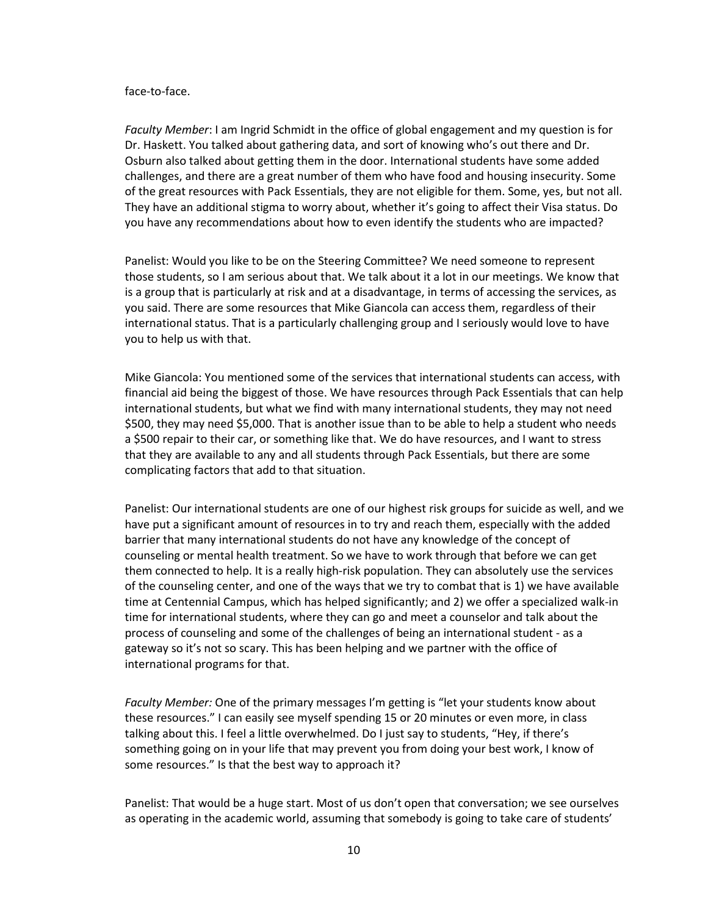face-to-face.

*Faculty Member*: I am Ingrid Schmidt in the office of global engagement and my question is for Dr. Haskett. You talked about gathering data, and sort of knowing who's out there and Dr. Osburn also talked about getting them in the door. International students have some added challenges, and there are a great number of them who have food and housing insecurity. Some of the great resources with Pack Essentials, they are not eligible for them. Some, yes, but not all. They have an additional stigma to worry about, whether it's going to affect their Visa status. Do you have any recommendations about how to even identify the students who are impacted?

Panelist: Would you like to be on the Steering Committee? We need someone to represent those students, so I am serious about that. We talk about it a lot in our meetings. We know that is a group that is particularly at risk and at a disadvantage, in terms of accessing the services, as you said. There are some resources that Mike Giancola can access them, regardless of their international status. That is a particularly challenging group and I seriously would love to have you to help us with that.

Mike Giancola: You mentioned some of the services that international students can access, with financial aid being the biggest of those. We have resources through Pack Essentials that can help international students, but what we find with many international students, they may not need $500, they may need $5,000. That is another issue than to be able to help a student who needs a $500 repair to their car, or something like that. We do have resources, and I want to stress that they are available to any and all students through Pack Essentials, but there are some complicating factors that add to that situation.

Panelist: Our international students are one of our highest risk groups for suicide as well, and we have put a significant amount of resources in to try and reach them, especially with the added barrier that many international students do not have any knowledge of the concept of counseling or mental health treatment. So we have to work through that before we can get them connected to help. It is a really high-risk population. They can absolutely use the services of the counseling center, and one of the ways that we try to combat that is 1) we have available time at Centennial Campus, which has helped significantly; and 2) we offer a specialized walk-in time for international students, where they can go and meet a counselor and talk about the process of counseling and some of the challenges of being an international student - as a gateway so it's not so scary. This has been helping and we partner with the office of international programs for that.

*Faculty Member:* One of the primary messages I'm getting is "let your students know about these resources." I can easily see myself spending 15 or 20 minutes or even more, in class talking about this. I feel a little overwhelmed. Do I just say to students, "Hey, if there's something going on in your life that may prevent you from doing your best work, I know of some resources." Is that the best way to approach it?

Panelist: That would be a huge start. Most of us don't open that conversation; we see ourselves as operating in the academic world, assuming that somebody is going to take care of students'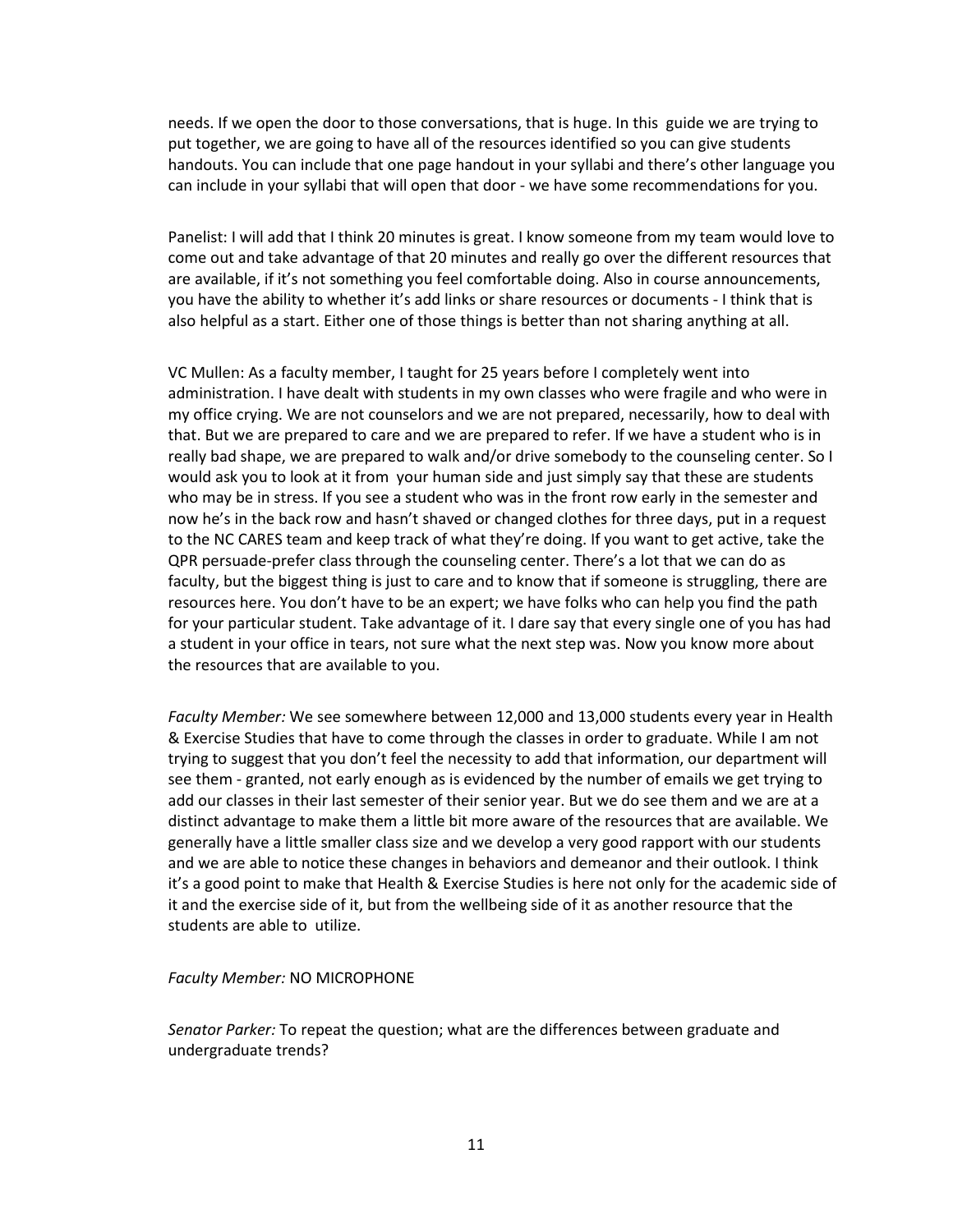needs. If we open the door to those conversations, that is huge. In this guide we are trying to put together, we are going to have all of the resources identified so you can give students handouts. You can include that one page handout in your syllabi and there's other language you can include in your syllabi that will open that door - we have some recommendations for you.

Panelist: I will add that I think 20 minutes is great. I know someone from my team would love to come out and take advantage of that 20 minutes and really go over the different resources that are available, if it's not something you feel comfortable doing. Also in course announcements, you have the ability to whether it's add links or share resources or documents - I think that is also helpful as a start. Either one of those things is better than not sharing anything at all.

VC Mullen: As a faculty member, I taught for 25 years before I completely went into administration. I have dealt with students in my own classes who were fragile and who were in my office crying. We are not counselors and we are not prepared, necessarily, how to deal with that. But we are prepared to care and we are prepared to refer. If we have a student who is in really bad shape, we are prepared to walk and/or drive somebody to the counseling center. So I would ask you to look at it from your human side and just simply say that these are students who may be in stress. If you see a student who was in the front row early in the semester and now he's in the back row and hasn't shaved or changed clothes for three days, put in a request to the NC CARES team and keep track of what they're doing. If you want to get active, take the QPR persuade-prefer class through the counseling center. There's a lot that we can do as faculty, but the biggest thing is just to care and to know that if someone is struggling, there are resources here. You don't have to be an expert; we have folks who can help you find the path for your particular student. Take advantage of it. I dare say that every single one of you has had a student in your office in tears, not sure what the next step was. Now you know more about the resources that are available to you.

*Faculty Member:* We see somewhere between 12,000 and 13,000 students every year in Health & Exercise Studies that have to come through the classes in order to graduate. While I am not trying to suggest that you don't feel the necessity to add that information, our department will see them - granted, not early enough as is evidenced by the number of emails we get trying to add our classes in their last semester of their senior year. But we do see them and we are at a distinct advantage to make them a little bit more aware of the resources that are available. We generally have a little smaller class size and we develop a very good rapport with our students and we are able to notice these changes in behaviors and demeanor and their outlook. I think it's a good point to make that Health & Exercise Studies is here not only for the academic side of it and the exercise side of it, but from the wellbeing side of it as another resource that the students are able to utilize.

*Faculty Member:* NO MICROPHONE

*Senator Parker:* To repeat the question; what are the differences between graduate and undergraduate trends?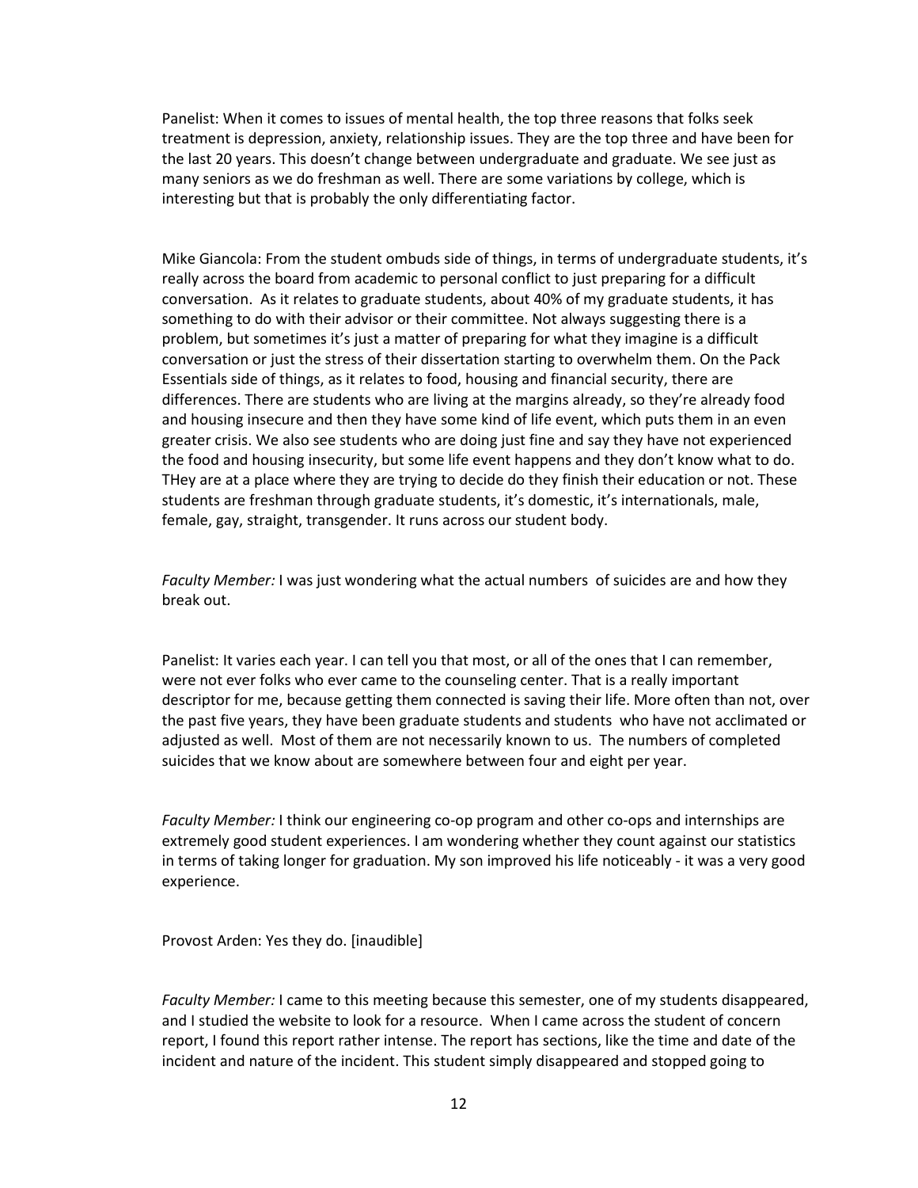Panelist: When it comes to issues of mental health, the top three reasons that folks seek treatment is depression, anxiety, relationship issues. They are the top three and have been for the last 20 years. This doesn't change between undergraduate and graduate. We see just as many seniors as we do freshman as well. There are some variations by college, which is interesting but that is probably the only differentiating factor.

Mike Giancola: From the student ombuds side of things, in terms of undergraduate students, it's really across the board from academic to personal conflict to just preparing for a difficult conversation. As it relates to graduate students, about 40% of my graduate students, it has something to do with their advisor or their committee. Not always suggesting there is a problem, but sometimes it's just a matter of preparing for what they imagine is a difficult conversation or just the stress of their dissertation starting to overwhelm them. On the Pack Essentials side of things, as it relates to food, housing and financial security, there are differences. There are students who are living at the margins already, so they're already food and housing insecure and then they have some kind of life event, which puts them in an even greater crisis. We also see students who are doing just fine and say they have not experienced the food and housing insecurity, but some life event happens and they don't know what to do. THey are at a place where they are trying to decide do they finish their education or not. These students are freshman through graduate students, it's domestic, it's internationals, male, female, gay, straight, transgender. It runs across our student body.

*Faculty Member:* I was just wondering what the actual numbers of suicides are and how they break out.

Panelist: It varies each year. I can tell you that most, or all of the ones that I can remember, were not ever folks who ever came to the counseling center. That is a really important descriptor for me, because getting them connected is saving their life. More often than not, over the past five years, they have been graduate students and students who have not acclimated or adjusted as well. Most of them are not necessarily known to us. The numbers of completed suicides that we know about are somewhere between four and eight per year.

*Faculty Member:* I think our engineering co-op program and other co-ops and internships are extremely good student experiences. I am wondering whether they count against our statistics in terms of taking longer for graduation. My son improved his life noticeably - it was a very good experience.

Provost Arden: Yes they do. [inaudible]

*Faculty Member:* I came to this meeting because this semester, one of my students disappeared, and I studied the website to look for a resource. When I came across the student of concern report, I found this report rather intense. The report has sections, like the time and date of the incident and nature of the incident. This student simply disappeared and stopped going to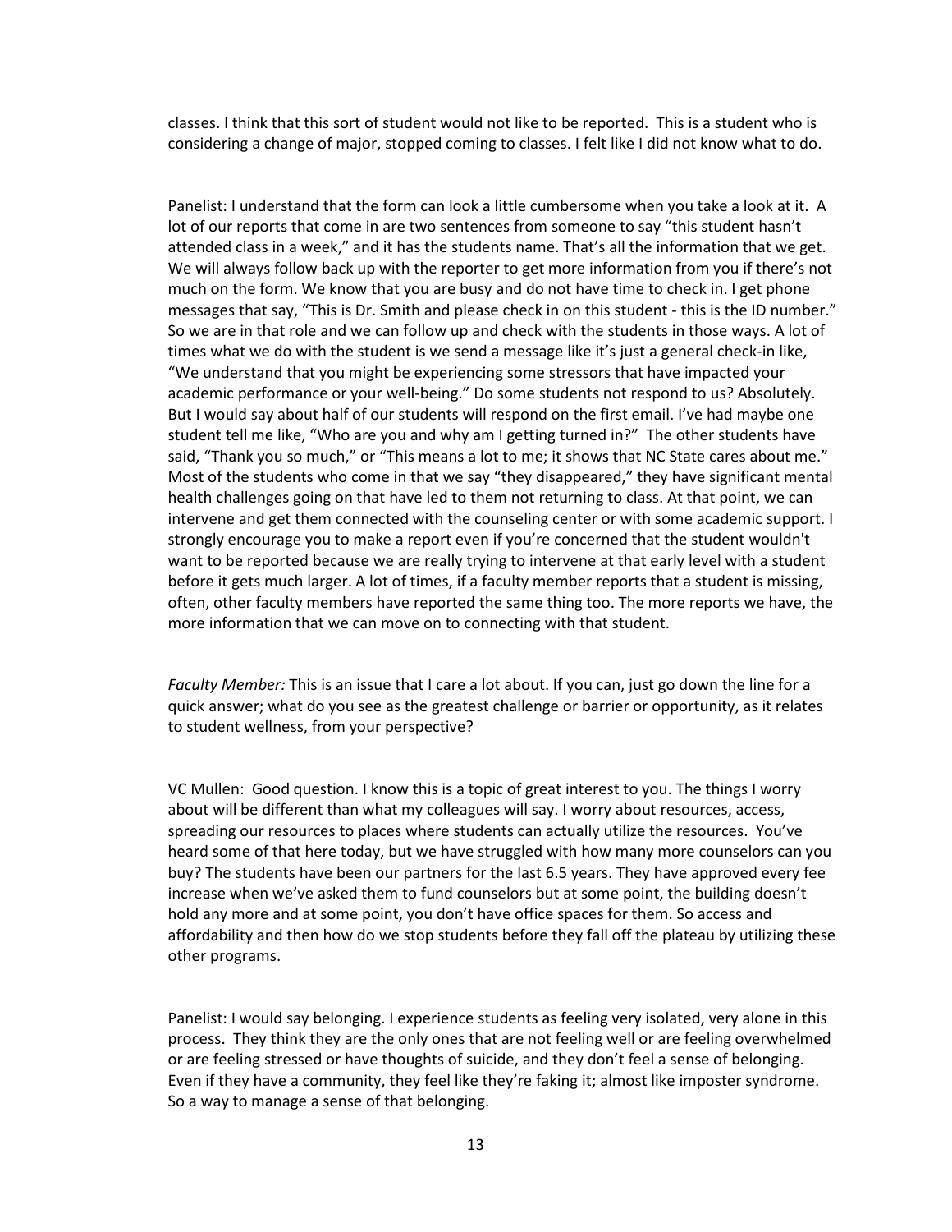classes. I think that this sort of student would not like to be reported. This is a student who is considering a change of major, stopped coming to classes. I felt like I did not know what to do.

Panelist: I understand that the form can look a little cumbersome when you take a look at it. A lot of our reports that come in are two sentences from someone to say "this student hasn't attended class in a week," and it has the students name. That's all the information that we get. We will always follow back up with the reporter to get more information from you if there's not much on the form. We know that you are busy and do not have time to check in. I get phone messages that say, "This is Dr. Smith and please check in on this student - this is the ID number." So we are in that role and we can follow up and check with the students in those ways. A lot of times what we do with the student is we send a message like it's just a general check-in like, "We understand that you might be experiencing some stressors that have impacted your academic performance or your well-being." Do some students not respond to us? Absolutely. But I would say about half of our students will respond on the first email. I've had maybe one student tell me like, "Who are you and why am I getting turned in?" The other students have said, "Thank you so much," or "This means a lot to me; it shows that NC State cares about me." Most of the students who come in that we say "they disappeared," they have significant mental health challenges going on that have led to them not returning to class. At that point, we can intervene and get them connected with the counseling center or with some academic support. I strongly encourage you to make a report even if you're concerned that the student wouldn't want to be reported because we are really trying to intervene at that early level with a student before it gets much larger. A lot of times, if a faculty member reports that a student is missing, often, other faculty members have reported the same thing too. The more reports we have, the more information that we can move on to connecting with that student.

*Faculty Member:* This is an issue that I care a lot about. If you can, just go down the line for a quick answer; what do you see as the greatest challenge or barrier or opportunity, as it relates to student wellness, from your perspective?

VC Mullen: Good question. I know this is a topic of great interest to you. The things I worry about will be different than what my colleagues will say. I worry about resources, access, spreading our resources to places where students can actually utilize the resources. You've heard some of that here today, but we have struggled with how many more counselors can you buy? The students have been our partners for the last 6.5 years. They have approved every fee increase when we've asked them to fund counselors but at some point, the building doesn't hold any more and at some point, you don't have office spaces for them. So access and affordability and then how do we stop students before they fall off the plateau by utilizing these other programs.

Panelist: I would say belonging. I experience students as feeling very isolated, very alone in this process. They think they are the only ones that are not feeling well or are feeling overwhelmed or are feeling stressed or have thoughts of suicide, and they don't feel a sense of belonging. Even if they have a community, they feel like they're faking it; almost like imposter syndrome. So a way to manage a sense of that belonging.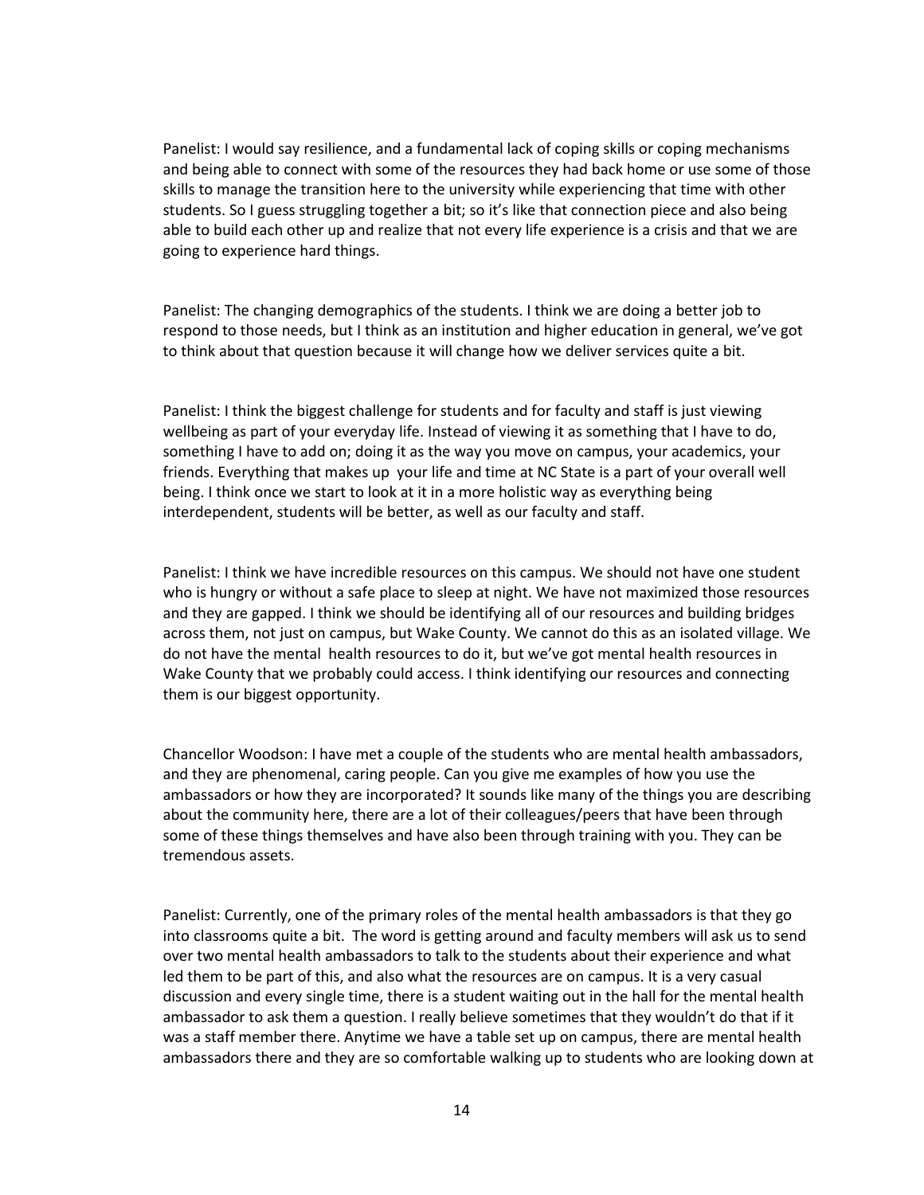Panelist: I would say resilience, and a fundamental lack of coping skills or coping mechanisms and being able to connect with some of the resources they had back home or use some of those skills to manage the transition here to the university while experiencing that time with other students. So I guess struggling together a bit; so it's like that connection piece and also being able to build each other up and realize that not every life experience is a crisis and that we are going to experience hard things.

Panelist: The changing demographics of the students. I think we are doing a better job to respond to those needs, but I think as an institution and higher education in general, we've got to think about that question because it will change how we deliver services quite a bit.

Panelist: I think the biggest challenge for students and for faculty and staff is just viewing wellbeing as part of your everyday life. Instead of viewing it as something that I have to do, something I have to add on; doing it as the way you move on campus, your academics, your friends. Everything that makes up your life and time at NC State is a part of your overall well being. I think once we start to look at it in a more holistic way as everything being interdependent, students will be better, as well as our faculty and staff.

Panelist: I think we have incredible resources on this campus. We should not have one student who is hungry or without a safe place to sleep at night. We have not maximized those resources and they are gapped. I think we should be identifying all of our resources and building bridges across them, not just on campus, but Wake County. We cannot do this as an isolated village. We do not have the mental health resources to do it, but we've got mental health resources in Wake County that we probably could access. I think identifying our resources and connecting them is our biggest opportunity.

Chancellor Woodson: I have met a couple of the students who are mental health ambassadors, and they are phenomenal, caring people. Can you give me examples of how you use the ambassadors or how they are incorporated? It sounds like many of the things you are describing about the community here, there are a lot of their colleagues/peers that have been through some of these things themselves and have also been through training with you. They can be tremendous assets.

Panelist: Currently, one of the primary roles of the mental health ambassadors is that they go into classrooms quite a bit. The word is getting around and faculty members will ask us to send over two mental health ambassadors to talk to the students about their experience and what led them to be part of this, and also what the resources are on campus. It is a very casual discussion and every single time, there is a student waiting out in the hall for the mental health ambassador to ask them a question. I really believe sometimes that they wouldn't do that if it was a staff member there. Anytime we have a table set up on campus, there are mental health ambassadors there and they are so comfortable walking up to students who are looking down at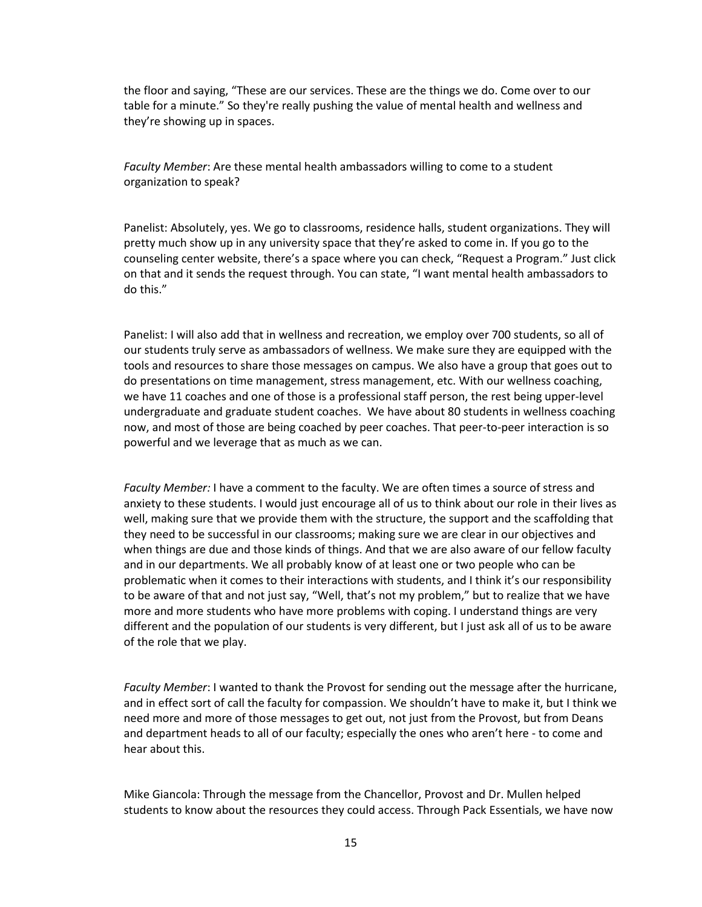the floor and saying, “These are our services. These are the things we do. Come over to our table for a minute.” So they're really pushing the value of mental health and wellness and they’re showing up in spaces.

*Faculty Member*: Are these mental health ambassadors willing to come to a student organization to speak?

Panelist: Absolutely, yes. We go to classrooms, residence halls, student organizations. They will pretty much show up in any university space that they’re asked to come in. If you go to the counseling center website, there’s a space where you can check, “Request a Program.” Just click on that and it sends the request through. You can state, “I want mental health ambassadors to do this.”

Panelist: I will also add that in wellness and recreation, we employ over 700 students, so all of our students truly serve as ambassadors of wellness. We make sure they are equipped with the tools and resources to share those messages on campus. We also have a group that goes out to do presentations on time management, stress management, etc. With our wellness coaching, we have 11 coaches and one of those is a professional staff person, the rest being upper-level undergraduate and graduate student coaches. We have about 80 students in wellness coaching now, and most of those are being coached by peer coaches. That peer-to-peer interaction is so powerful and we leverage that as much as we can.

*Faculty Member:* I have a comment to the faculty. We are often times a source of stress and anxiety to these students. I would just encourage all of us to think about our role in their lives as well, making sure that we provide them with the structure, the support and the scaffolding that they need to be successful in our classrooms; making sure we are clear in our objectives and when things are due and those kinds of things. And that we are also aware of our fellow faculty and in our departments. We all probably know of at least one or two people who can be problematic when it comes to their interactions with students, and I think it’s our responsibility to be aware of that and not just say, “Well, that’s not my problem,” but to realize that we have more and more students who have more problems with coping. I understand things are very different and the population of our students is very different, but I just ask all of us to be aware of the role that we play.

*Faculty Member*: I wanted to thank the Provost for sending out the message after the hurricane, and in effect sort of call the faculty for compassion. We shouldn’t have to make it, but I think we need more and more of those messages to get out, not just from the Provost, but from Deans and department heads to all of our faculty; especially the ones who aren’t here - to come and hear about this.

Mike Giancola: Through the message from the Chancellor, Provost and Dr. Mullen helped students to know about the resources they could access. Through Pack Essentials, we have now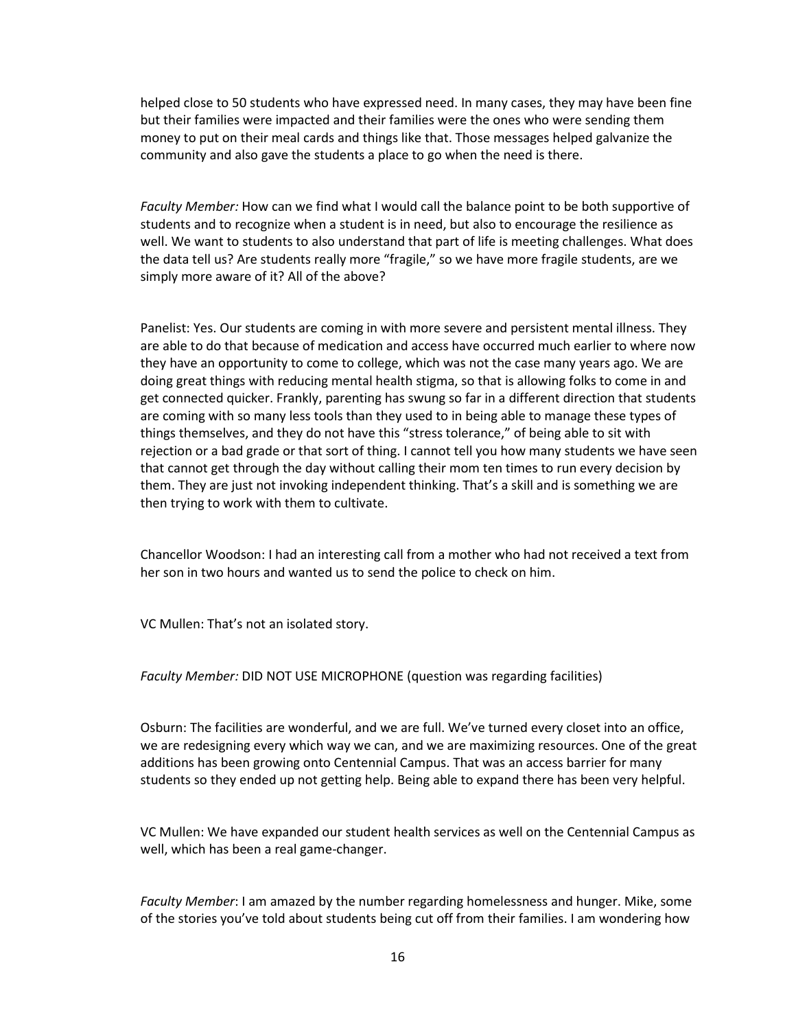helped close to 50 students who have expressed need. In many cases, they may have been fine but their families were impacted and their families were the ones who were sending them money to put on their meal cards and things like that. Those messages helped galvanize the community and also gave the students a place to go when the need is there.

*Faculty Member:* How can we find what I would call the balance point to be both supportive of students and to recognize when a student is in need, but also to encourage the resilience as well. We want to students to also understand that part of life is meeting challenges. What does the data tell us? Are students really more "fragile," so we have more fragile students, are we simply more aware of it? All of the above?

Panelist: Yes. Our students are coming in with more severe and persistent mental illness. They are able to do that because of medication and access have occurred much earlier to where now they have an opportunity to come to college, which was not the case many years ago. We are doing great things with reducing mental health stigma, so that is allowing folks to come in and get connected quicker. Frankly, parenting has swung so far in a different direction that students are coming with so many less tools than they used to in being able to manage these types of things themselves, and they do not have this "stress tolerance," of being able to sit with rejection or a bad grade or that sort of thing. I cannot tell you how many students we have seen that cannot get through the day without calling their mom ten times to run every decision by them. They are just not invoking independent thinking. That's a skill and is something we are then trying to work with them to cultivate.

Chancellor Woodson: I had an interesting call from a mother who had not received a text from her son in two hours and wanted us to send the police to check on him.

VC Mullen: That's not an isolated story.

*Faculty Member:* DID NOT USE MICROPHONE (question was regarding facilities)

Osburn: The facilities are wonderful, and we are full. We've turned every closet into an office, we are redesigning every which way we can, and we are maximizing resources. One of the great additions has been growing onto Centennial Campus. That was an access barrier for many students so they ended up not getting help. Being able to expand there has been very helpful.

VC Mullen: We have expanded our student health services as well on the Centennial Campus as well, which has been a real game-changer.

*Faculty Member*: I am amazed by the number regarding homelessness and hunger. Mike, some of the stories you've told about students being cut off from their families. I am wondering how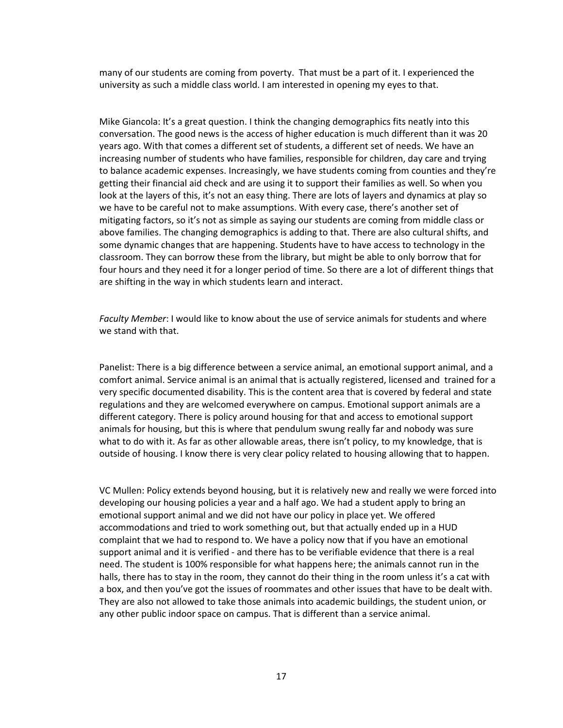many of our students are coming from poverty.  That must be a part of it. I experienced the university as such a middle class world. I am interested in opening my eyes to that.

Mike Giancola: It's a great question. I think the changing demographics fits neatly into this conversation. The good news is the access of higher education is much different than it was 20 years ago. With that comes a different set of students, a different set of needs. We have an increasing number of students who have families, responsible for children, day care and trying to balance academic expenses. Increasingly, we have students coming from counties and they're getting their financial aid check and are using it to support their families as well. So when you look at the layers of this, it's not an easy thing. There are lots of layers and dynamics at play so we have to be careful not to make assumptions. With every case, there's another set of mitigating factors, so it's not as simple as saying our students are coming from middle class or above families. The changing demographics is adding to that. There are also cultural shifts, and some dynamic changes that are happening. Students have to have access to technology in the classroom. They can borrow these from the library, but might be able to only borrow that for four hours and they need it for a longer period of time. So there are a lot of different things that are shifting in the way in which students learn and interact.

*Faculty Member*: I would like to know about the use of service animals for students and where we stand with that.

Panelist: There is a big difference between a service animal, an emotional support animal, and a comfort animal. Service animal is an animal that is actually registered, licensed and  trained for a very specific documented disability. This is the content area that is covered by federal and state regulations and they are welcomed everywhere on campus. Emotional support animals are a different category. There is policy around housing for that and access to emotional support animals for housing, but this is where that pendulum swung really far and nobody was sure what to do with it. As far as other allowable areas, there isn't policy, to my knowledge, that is outside of housing. I know there is very clear policy related to housing allowing that to happen.

VC Mullen: Policy extends beyond housing, but it is relatively new and really we were forced into developing our housing policies a year and a half ago. We had a student apply to bring an emotional support animal and we did not have our policy in place yet. We offered accommodations and tried to work something out, but that actually ended up in a HUD complaint that we had to respond to. We have a policy now that if you have an emotional support animal and it is verified - and there has to be verifiable evidence that there is a real need. The student is 100% responsible for what happens here; the animals cannot run in the halls, there has to stay in the room, they cannot do their thing in the room unless it's a cat with a box, and then you've got the issues of roommates and other issues that have to be dealt with. They are also not allowed to take those animals into academic buildings, the student union, or any other public indoor space on campus. That is different than a service animal.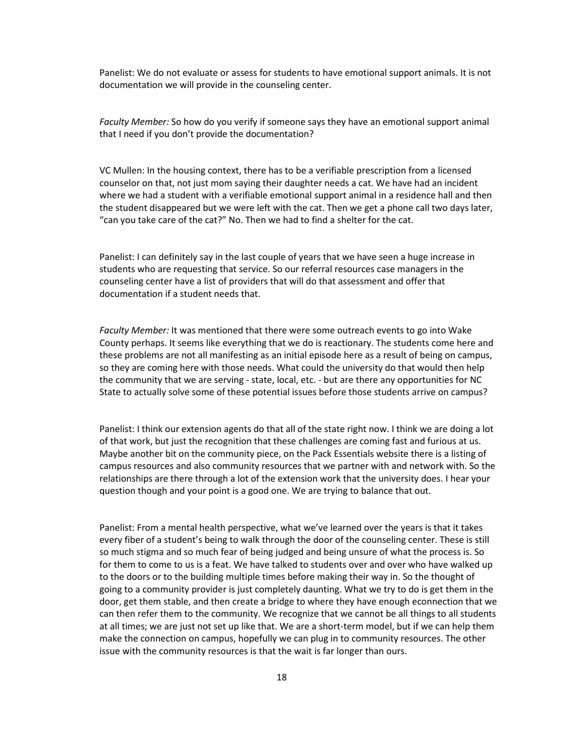Panelist: We do not evaluate or assess for students to have emotional support animals. It is not documentation we will provide in the counseling center.

*Faculty Member:* So how do you verify if someone says they have an emotional support animal that I need if you don't provide the documentation?

VC Mullen: In the housing context, there has to be a verifiable prescription from a licensed counselor on that, not just mom saying their daughter needs a cat. We have had an incident where we had a student with a verifiable emotional support animal in a residence hall and then the student disappeared but we were left with the cat. Then we get a phone call two days later, "can you take care of the cat?" No. Then we had to find a shelter for the cat.

Panelist: I can definitely say in the last couple of years that we have seen a huge increase in students who are requesting that service. So our referral resources case managers in the counseling center have a list of providers that will do that assessment and offer that documentation if a student needs that.

*Faculty Member:* It was mentioned that there were some outreach events to go into Wake County perhaps. It seems like everything that we do is reactionary. The students come here and these problems are not all manifesting as an initial episode here as a result of being on campus, so they are coming here with those needs. What could the university do that would then help the community that we are serving - state, local, etc. - but are there any opportunities for NC State to actually solve some of these potential issues before those students arrive on campus?

Panelist: I think our extension agents do that all of the state right now. I think we are doing a lot of that work, but just the recognition that these challenges are coming fast and furious at us. Maybe another bit on the community piece, on the Pack Essentials website there is a listing of campus resources and also community resources that we partner with and network with. So the relationships are there through a lot of the extension work that the university does. I hear your question though and your point is a good one. We are trying to balance that out.

Panelist: From a mental health perspective, what we've learned over the years is that it takes every fiber of a student's being to walk through the door of the counseling center. These is still so much stigma and so much fear of being judged and being unsure of what the process is. So for them to come to us is a feat. We have talked to students over and over who have walked up to the doors or to the building multiple times before making their way in. So the thought of going to a community provider is just completely daunting. What we try to do is get them in the door, get them stable, and then create a bridge to where they have enough econnection that we can then refer them to the community. We recognize that we cannot be all things to all students at all times; we are just not set up like that. We are a short-term model, but if we can help them make the connection on campus, hopefully we can plug in to community resources. The other issue with the community resources is that the wait is far longer than ours.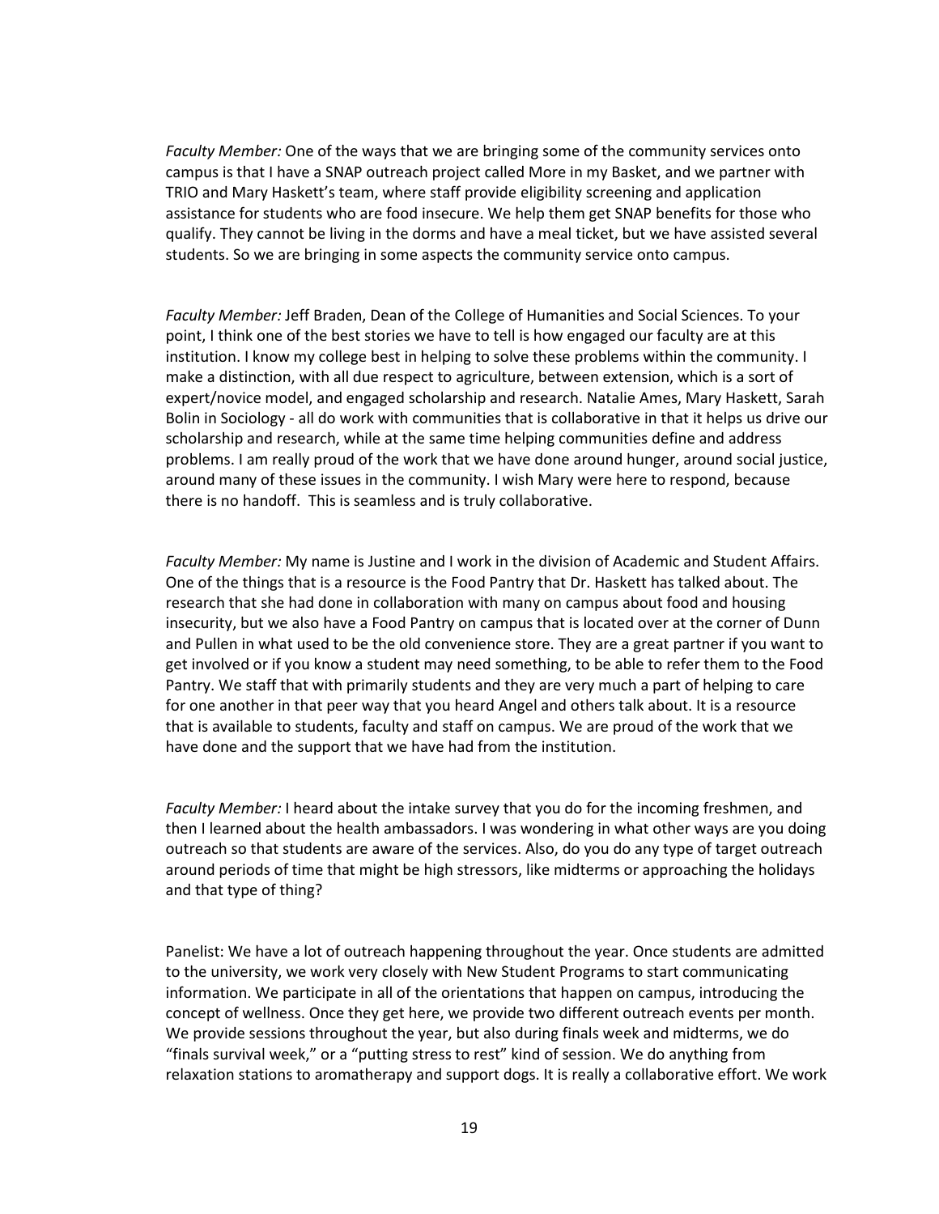*Faculty Member:* One of the ways that we are bringing some of the community services onto campus is that I have a SNAP outreach project called More in my Basket, and we partner with TRIO and Mary Haskett's team, where staff provide eligibility screening and application assistance for students who are food insecure. We help them get SNAP benefits for those who qualify. They cannot be living in the dorms and have a meal ticket, but we have assisted several students. So we are bringing in some aspects the community service onto campus.

*Faculty Member:* Jeff Braden, Dean of the College of Humanities and Social Sciences. To your point, I think one of the best stories we have to tell is how engaged our faculty are at this institution. I know my college best in helping to solve these problems within the community. I make a distinction, with all due respect to agriculture, between extension, which is a sort of expert/novice model, and engaged scholarship and research. Natalie Ames, Mary Haskett, Sarah Bolin in Sociology - all do work with communities that is collaborative in that it helps us drive our scholarship and research, while at the same time helping communities define and address problems. I am really proud of the work that we have done around hunger, around social justice, around many of these issues in the community. I wish Mary were here to respond, because there is no handoff. This is seamless and is truly collaborative.

*Faculty Member:* My name is Justine and I work in the division of Academic and Student Affairs. One of the things that is a resource is the Food Pantry that Dr. Haskett has talked about. The research that she had done in collaboration with many on campus about food and housing insecurity, but we also have a Food Pantry on campus that is located over at the corner of Dunn and Pullen in what used to be the old convenience store. They are a great partner if you want to get involved or if you know a student may need something, to be able to refer them to the Food Pantry. We staff that with primarily students and they are very much a part of helping to care for one another in that peer way that you heard Angel and others talk about. It is a resource that is available to students, faculty and staff on campus. We are proud of the work that we have done and the support that we have had from the institution.

*Faculty Member:* I heard about the intake survey that you do for the incoming freshmen, and then I learned about the health ambassadors. I was wondering in what other ways are you doing outreach so that students are aware of the services. Also, do you do any type of target outreach around periods of time that might be high stressors, like midterms or approaching the holidays and that type of thing?

Panelist: We have a lot of outreach happening throughout the year. Once students are admitted to the university, we work very closely with New Student Programs to start communicating information. We participate in all of the orientations that happen on campus, introducing the concept of wellness. Once they get here, we provide two different outreach events per month. We provide sessions throughout the year, but also during finals week and midterms, we do "finals survival week," or a "putting stress to rest" kind of session. We do anything from relaxation stations to aromatherapy and support dogs. It is really a collaborative effort. We work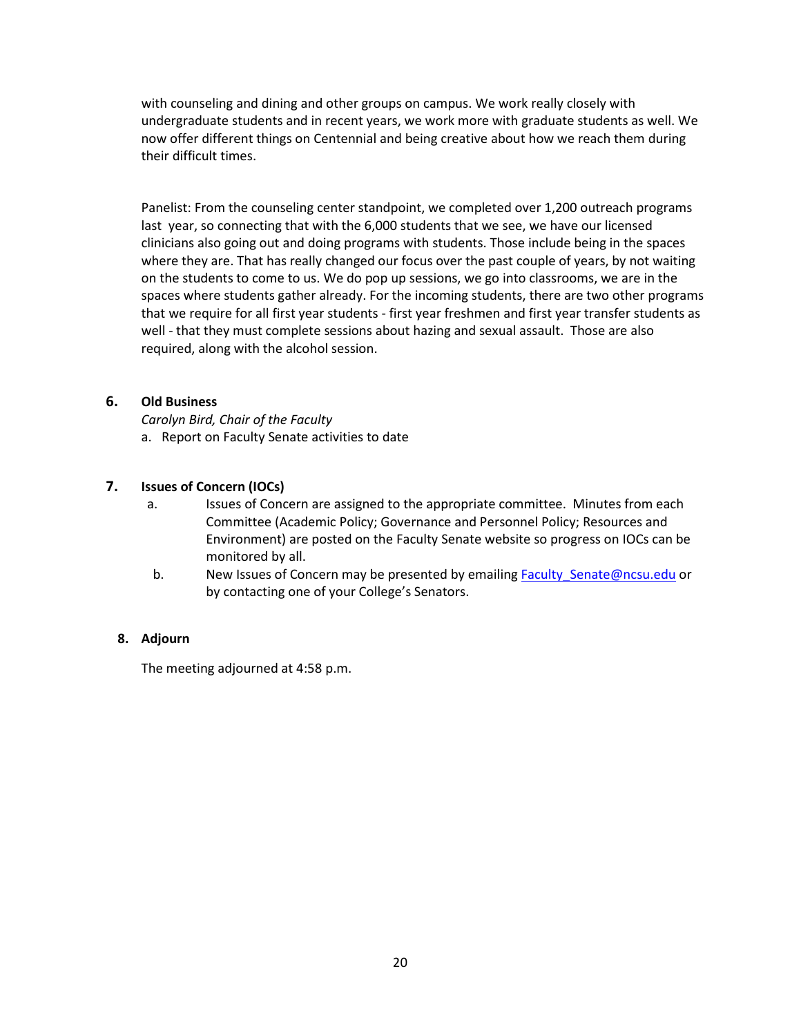with counseling and dining and other groups on campus. We work really closely with undergraduate students and in recent years, we work more with graduate students as well. We now offer different things on Centennial and being creative about how we reach them during their difficult times.

Panelist: From the counseling center standpoint, we completed over 1,200 outreach programs last year, so connecting that with the 6,000 students that we see, we have our licensed clinicians also going out and doing programs with students. Those include being in the spaces where they are. That has really changed our focus over the past couple of years, by not waiting on the students to come to us. We do pop up sessions, we go into classrooms, we are in the spaces where students gather already. For the incoming students, there are two other programs that we require for all first year students - first year freshmen and first year transfer students as well - that they must complete sessions about hazing and sexual assault. Those are also required, along with the alcohol session.

## 6. Old Business

*Carolyn Bird, Chair of the Faculty*

a. Report on Faculty Senate activities to date

## 7. Issues of Concern (IOCs)

a. Issues of Concern are assigned to the appropriate committee. Minutes from each Committee (Academic Policy; Governance and Personnel Policy; Resources and Environment) are posted on the Faculty Senate website so progress on IOCs can be monitored by all.

b. New Issues of Concern may be presented by emailing Faculty_Senate@ncsu.edu or by contacting one of your College's Senators.

## 8. Adjourn

The meeting adjourned at 4:58 p.m.